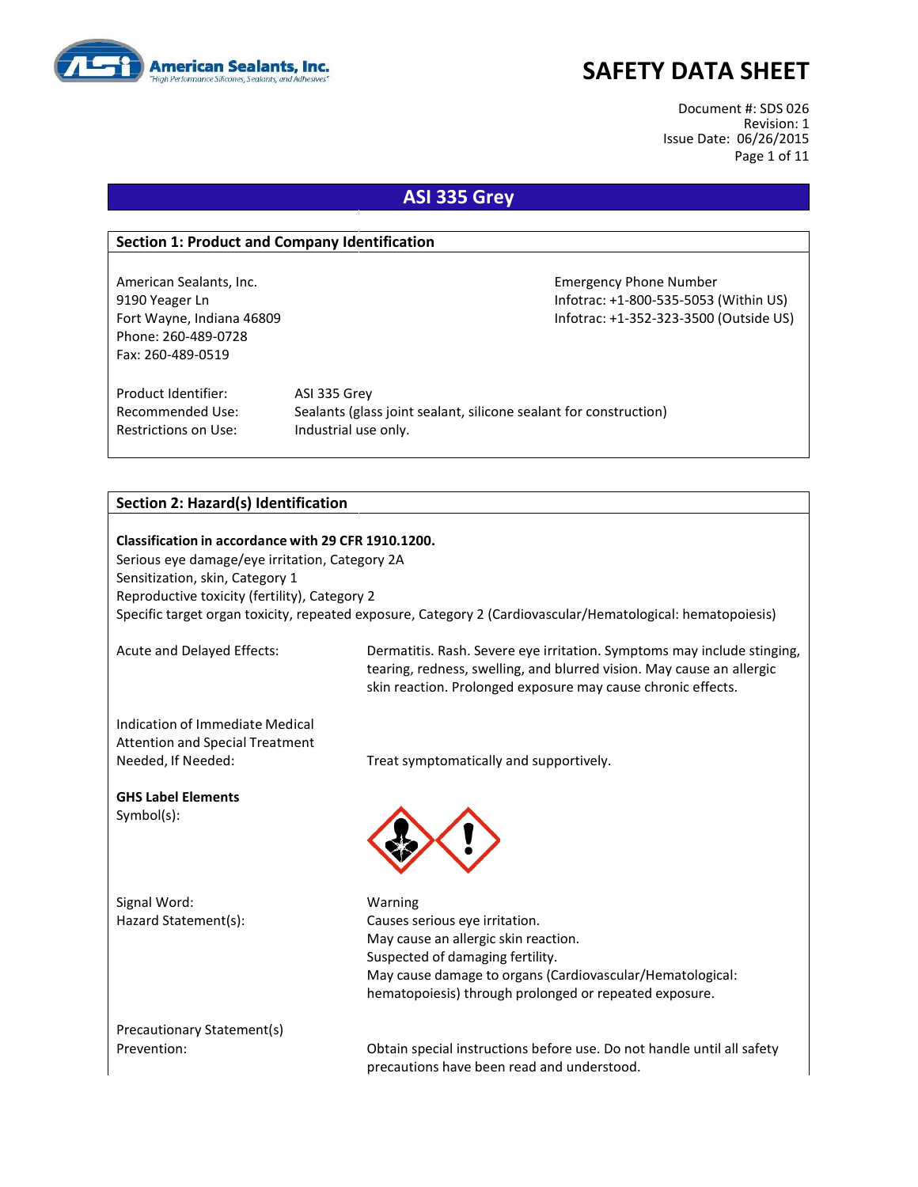# SAFETY DATA SHEET

Document #: SDS 026
Revision: 1
Issue Date: 06/26/2015

## ASI 335 Grey

### Section 1: Product and Company Identification

American Sealants, Inc.
9190 Yeager Ln
Fort Wayne, Indiana 46809
Phone: 260-489-0728
Fax: 260-489-0519

Emergency Phone Number
Infotrac: +1-800-535-5053 (Within US)
Infotrac: +1-352-323-3500 (Outside US)

Product Identifier: ASI 335 Grey
Recommended Use: Sealants (glass joint sealant, silicone sealant for construction)
Restrictions on Use: Industrial use only.

### Section 2: Hazard(s) Identification

**Classification in accordance with 29 CFR 1910.1200.**

Serious eye damage/eye irritation, Category 2A
Sensitization, skin, Category 1
Reproductive toxicity (fertility), Category 2
Specific target organ toxicity, repeated exposure, Category 2 (Cardiovascular/Hematological: hematopoiesis)

Acute and Delayed Effects: Dermatitis. Rash. Severe eye irritation. Symptoms may include stinging, tearing, redness, swelling, and blurred vision. May cause an allergic skin reaction. Prolonged exposure may cause chronic effects.

Indication of Immediate Medical Attention and Special Treatment Needed, If Needed: Treat symptomatically and supportively.

**GHS Label Elements**

Symbol(s):

Signal Word: Warning

Hazard Statement(s):
Causes serious eye irritation.
May cause an allergic skin reaction.
Suspected of damaging fertility.
May cause damage to organs (Cardiovascular/Hematological: hematopoiesis) through prolonged or repeated exposure.

Precautionary Statement(s)

Prevention: Obtain special instructions before use. Do not handle until all safety precautions have been read and understood.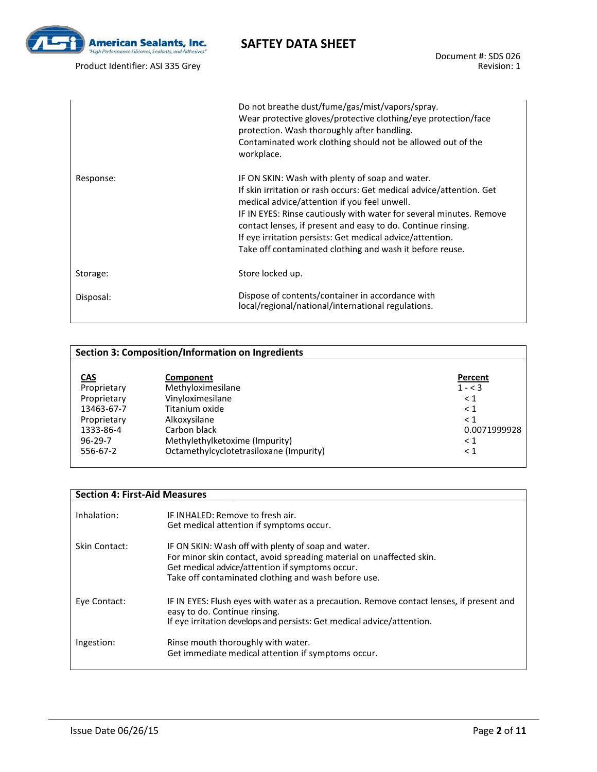| | |
|---|---|
| | Do not breathe dust/fume/gas/mist/vapors/spray.<br>Wear protective gloves/protective clothing/eye protection/face protection. Wash thoroughly after handling.<br>Contaminated work clothing should not be allowed out of the workplace. |
| Response: | IF ON SKIN: Wash with plenty of soap and water.<br>If skin irritation or rash occurs: Get medical advice/attention. Get medical advice/attention if you feel unwell.<br>IF IN EYES: Rinse cautiously with water for several minutes. Remove contact lenses, if present and easy to do. Continue rinsing.<br>If eye irritation persists: Get medical advice/attention.<br>Take off contaminated clothing and wash it before reuse. |
| Storage: | Store locked up. |
| Disposal: | Dispose of contents/container in accordance with local/regional/national/international regulations. |

## Section 3: Composition/Information on Ingredients

| CAS | Component | Percent |
|---|---|---|
| Proprietary | Methyloximesilane | 1 - < 3 |
| Proprietary | Vinyloximesilane | < 1 |
| 13463-67-7 | Titanium oxide | < 1 |
| Proprietary | Alkoxysilane | < 1 |
| 1333-86-4 | Carbon black | 0.0071999928 |
| 96-29-7 | Methylethylketoxime (Impurity) | < 1 |
| 556-67-2 | Octamethylcyclotetrasiloxane (Impurity) | < 1 |

## Section 4: First-Aid Measures

| | |
|---|---|
| Inhalation: | IF INHALED: Remove to fresh air.<br>Get medical attention if symptoms occur. |
| Skin Contact: | IF ON SKIN: Wash off with plenty of soap and water.<br>For minor skin contact, avoid spreading material on unaffected skin.<br>Get medical advice/attention if symptoms occur.<br>Take off contaminated clothing and wash before use. |
| Eye Contact: | IF IN EYES: Flush eyes with water as a precaution. Remove contact lenses, if present and easy to do. Continue rinsing.<br>If eye irritation develops and persists: Get medical advice/attention. |
| Ingestion: | Rinse mouth thoroughly with water.<br>Get immediate medical attention if symptoms occur. |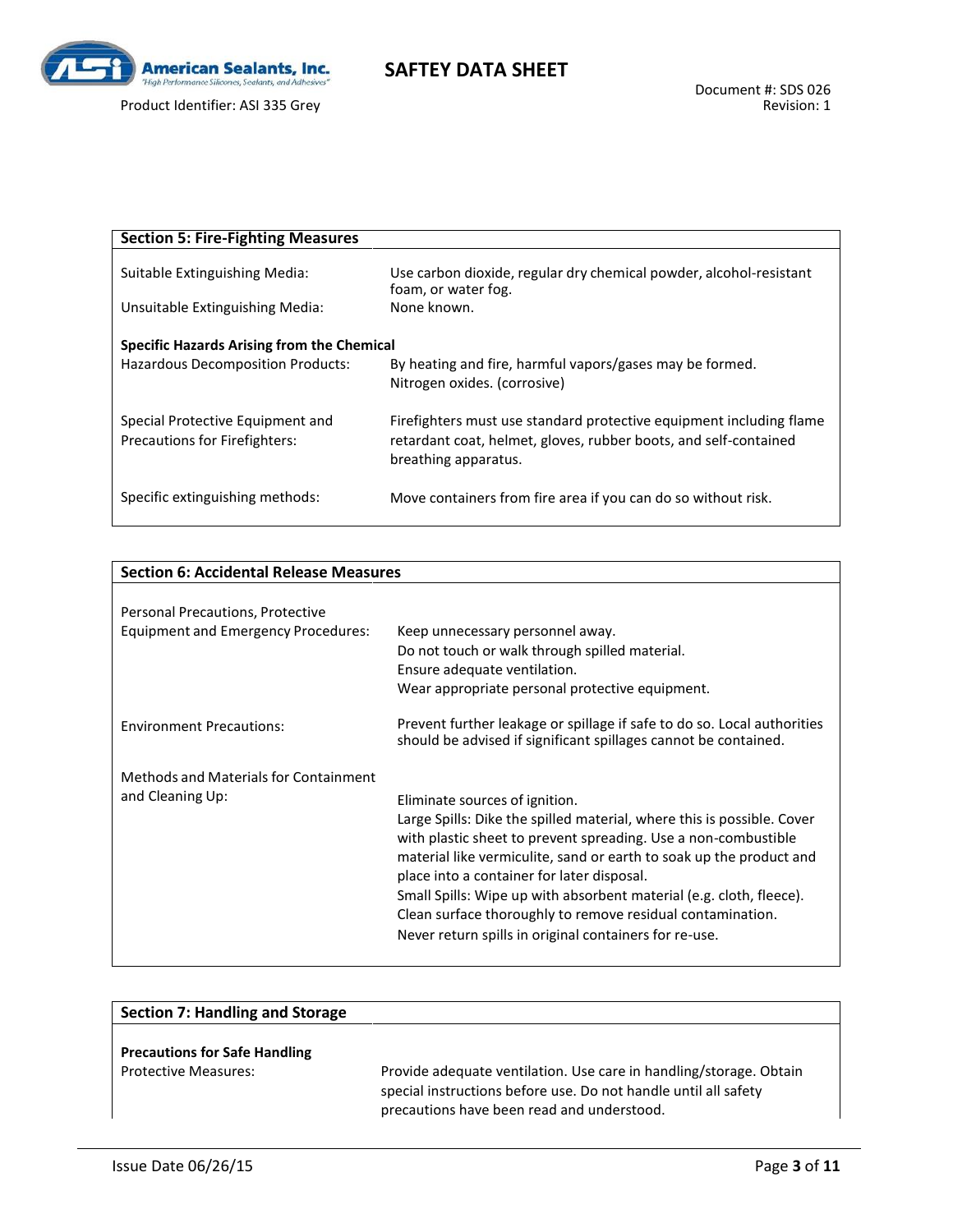## Section 5: Fire-Fighting Measures

| | |
|---|---|
| Suitable Extinguishing Media: | Use carbon dioxide, regular dry chemical powder, alcohol-resistant foam, or water fog. |
| Unsuitable Extinguishing Media: | None known. |

**Specific Hazards Arising from the Chemical**

| | |
|---|---|
| Hazardous Decomposition Products: | By heating and fire, harmful vapors/gases may be formed. Nitrogen oxides. (corrosive) |
| Special Protective Equipment and Precautions for Firefighters: | Firefighters must use standard protective equipment including flame retardant coat, helmet, gloves, rubber boots, and self-contained breathing apparatus. |
| Specific extinguishing methods: | Move containers from fire area if you can do so without risk. |

## Section 6: Accidental Release Measures

| | |
|---|---|
| Personal Precautions, Protective Equipment and Emergency Procedures: | Keep unnecessary personnel away.<br>Do not touch or walk through spilled material.<br>Ensure adequate ventilation.<br>Wear appropriate personal protective equipment. |
| Environment Precautions: | Prevent further leakage or spillage if safe to do so. Local authorities should be advised if significant spillages cannot be contained. |
| Methods and Materials for Containment and Cleaning Up: | Eliminate sources of ignition.<br>Large Spills: Dike the spilled material, where this is possible. Cover with plastic sheet to prevent spreading. Use a non-combustible material like vermiculite, sand or earth to soak up the product and place into a container for later disposal.<br>Small Spills: Wipe up with absorbent material (e.g. cloth, fleece). Clean surface thoroughly to remove residual contamination.<br>Never return spills in original containers for re-use. |

## Section 7: Handling and Storage

**Precautions for Safe Handling**

| | |
|---|---|
| Protective Measures: | Provide adequate ventilation. Use care in handling/storage. Obtain special instructions before use. Do not handle until all safety precautions have been read and understood. |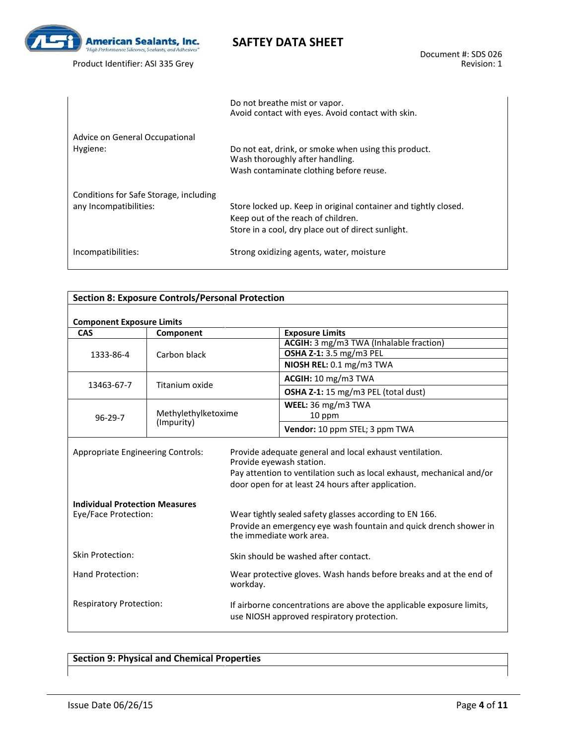Do not breathe mist or vapor.
Avoid contact with eyes. Avoid contact with skin.

Advice on General Occupational Hygiene:

Do not eat, drink, or smoke when using this product.
Wash thoroughly after handling.
Wash contaminate clothing before reuse.

Conditions for Safe Storage, including any Incompatibilities:

Store locked up. Keep in original container and tightly closed.
Keep out of the reach of children.
Store in a cool, dry place out of direct sunlight.

Incompatibilities: Strong oxidizing agents, water, moisture

## Section 8: Exposure Controls/Personal Protection

**Component Exposure Limits**

| CAS | Component | Exposure Limits |
|---|---|---|
| 1333-86-4 | Carbon black | **ACGIH:** 3 mg/m3 TWA (Inhalable fraction) |
| | | **OSHA Z-1:** 3.5 mg/m3 PEL |
| | | **NIOSH REL:** 0.1 mg/m3 TWA |
| 13463-67-7 | Titanium oxide | **ACGIH:** 10 mg/m3 TWA |
| | | **OSHA Z-1:** 15 mg/m3 PEL (total dust) |
| 96-29-7 | Methylethylketoxime (Impurity) | **WEEL:** 36 mg/m3 TWA 10 ppm |
| | | **Vendor:** 10 ppm STEL; 3 ppm TWA |

Appropriate Engineering Controls:

Provide adequate general and local exhaust ventilation.
Provide eyewash station.
Pay attention to ventilation such as local exhaust, mechanical and/or door open for at least 24 hours after application.

**Individual Protection Measures**

Eye/Face Protection:

Wear tightly sealed safety glasses according to EN 166.
Provide an emergency eye wash fountain and quick drench shower in the immediate work area.

Skin Protection: Skin should be washed after contact.

Hand Protection: Wear protective gloves. Wash hands before breaks and at the end of workday.

Respiratory Protection: If airborne concentrations are above the applicable exposure limits, use NIOSH approved respiratory protection.

## Section 9: Physical and Chemical Properties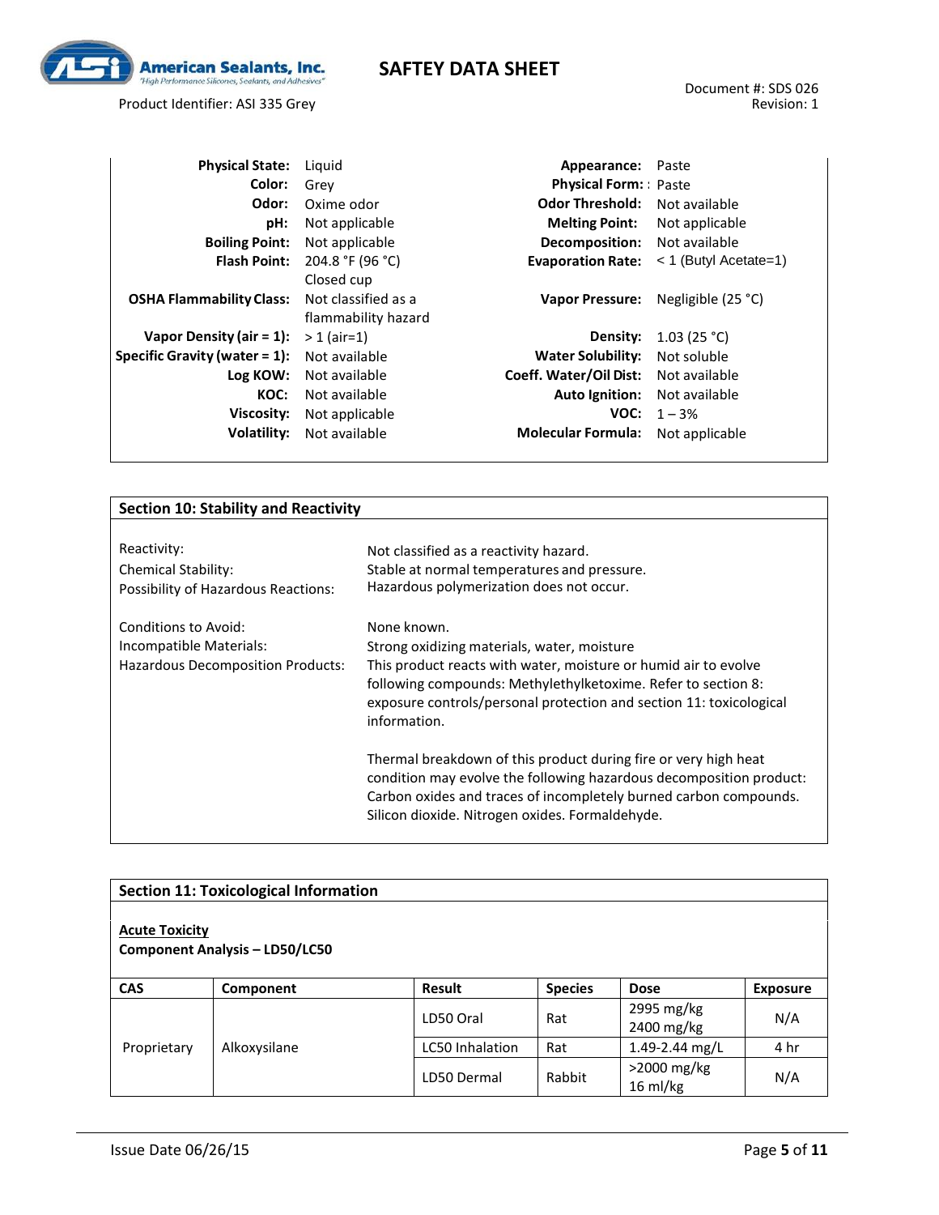| | | | |
|---|---|---|---|
| **Physical State:** | Liquid | **Appearance:** | Paste |
| **Color:** | Grey | **Physical Form:** | Paste |
| **Odor:** | Oxime odor | **Odor Threshold:** | Not available |
| **pH:** | Not applicable | **Melting Point:** | Not applicable |
| **Boiling Point:** | Not applicable | **Decomposition:** | Not available |
| **Flash Point:** | 204.8 °F (96 °C) Closed cup | **Evaporation Rate:** | < 1 (Butyl Acetate=1) |
| **OSHA Flammability Class:** | Not classified as a flammability hazard | **Vapor Pressure:** | Negligible (25 °C) |
| **Vapor Density (air = 1):** | > 1 (air=1) | **Density:** | 1.03 (25 °C) |
| **Specific Gravity (water = 1):** | Not available | **Water Solubility:** | Not soluble |
| **Log KOW:** | Not available | **Coeff. Water/Oil Dist:** | Not available |
| **KOC:** | Not available | **Auto Ignition:** | Not available |
| **Viscosity:** | Not applicable | **VOC:** | 1 – 3% |
| **Volatility:** | Not available | **Molecular Formula:** | Not applicable |

## Section 10: Stability and Reactivity

| | |
|---|---|
| Reactivity: | Not classified as a reactivity hazard. |
| Chemical Stability: | Stable at normal temperatures and pressure. |
| Possibility of Hazardous Reactions: | Hazardous polymerization does not occur. |
| Conditions to Avoid: | None known. |
| Incompatible Materials: | Strong oxidizing materials, water, moisture |
| Hazardous Decomposition Products: | This product reacts with water, moisture or humid air to evolve following compounds: Methylethylketoxime. Refer to section 8: exposure controls/personal protection and section 11: toxicological information. |

Thermal breakdown of this product during fire or very high heat condition may evolve the following hazardous decomposition product: Carbon oxides and traces of incompletely burned carbon compounds. Silicon dioxide. Nitrogen oxides. Formaldehyde.

## Section 11: Toxicological Information

**Acute Toxicity**

**Component Analysis – LD50/LC50**

| CAS | Component | Result | Species | Dose | Exposure |
|---|---|---|---|---|---|
| Proprietary | Alkoxysilane | LD50 Oral | Rat | 2995 mg/kg<br>2400 mg/kg | N/A |
| | | LC50 Inhalation | Rat | 1.49-2.44 mg/L | 4 hr |
| | | LD50 Dermal | Rabbit | >2000 mg/kg<br>16 ml/kg | N/A |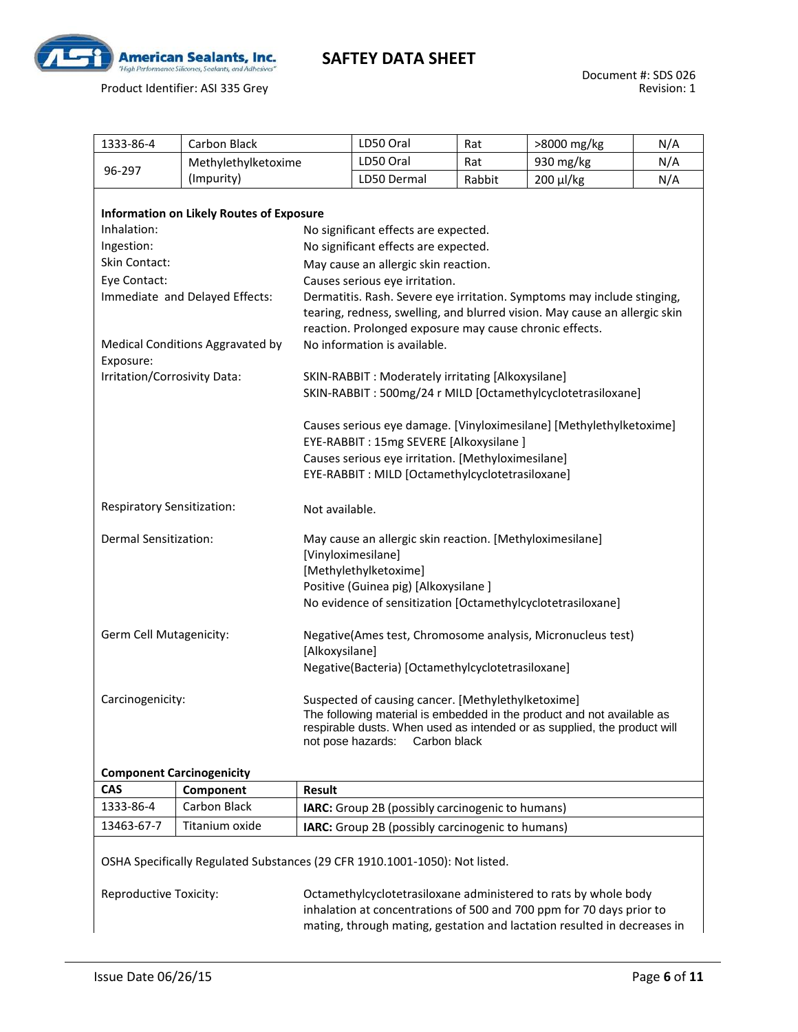| 1333-86-4 | Carbon Black | LD50 Oral | Rat | >8000 mg/kg | N/A |
|---|---|---|---|---|---|
| 96-297 | Methylethylketoxime (Impurity) | LD50 Oral | Rat | 930 mg/kg | N/A |
| | | LD50 Dermal | Rabbit | 200 µl/kg | N/A |

**Information on Likely Routes of Exposure**

Inhalation: No significant effects are expected.

Ingestion: No significant effects are expected.

Skin Contact: May cause an allergic skin reaction.

Eye Contact: Causes serious eye irritation.

Immediate and Delayed Effects: Dermatitis. Rash. Severe eye irritation. Symptoms may include stinging, tearing, redness, swelling, and blurred vision. May cause an allergic skin reaction. Prolonged exposure may cause chronic effects.

Medical Conditions Aggravated by Exposure: No information is available.

Irritation/Corrosivity Data:
SKIN-RABBIT : Moderately irritating [Alkoxysilane]
SKIN-RABBIT : 500mg/24 r MILD [Octamethylcyclotetrasiloxane]

Causes serious eye damage. [Vinyloximesilane] [Methylethylketoxime]
EYE-RABBIT : 15mg SEVERE [Alkoxysilane ]
Causes serious eye irritation. [Methyloximesilane]
EYE-RABBIT : MILD [Octamethylcyclotetrasiloxane]

Respiratory Sensitization: Not available.

Dermal Sensitization:
May cause an allergic skin reaction. [Methyloximesilane]
[Vinyloximesilane]
[Methylethylketoxime]
Positive (Guinea pig) [Alkoxysilane ]
No evidence of sensitization [Octamethylcyclotetrasiloxane]

Germ Cell Mutagenicity:
Negative(Ames test, Chromosome analysis, Micronucleus test) [Alkoxysilane]
Negative(Bacteria) [Octamethylcyclotetrasiloxane]

Carcinogenicity:
Suspected of causing cancer. [Methylethylketoxime]
The following material is embedded in the product and not available as respirable dusts. When used as intended or as supplied, the product will not pose hazards: Carbon black

**Component Carcinogenicity**

| CAS | Component | Result |
|---|---|---|
| 1333-86-4 | Carbon Black | **IARC:** Group 2B (possibly carcinogenic to humans) |
| 13463-67-7 | Titanium oxide | **IARC:** Group 2B (possibly carcinogenic to humans) |

OSHA Specifically Regulated Substances (29 CFR 1910.1001-1050): Not listed.

Reproductive Toxicity: Octamethylcyclotetrasiloxane administered to rats by whole body inhalation at concentrations of 500 and 700 ppm for 70 days prior to mating, through mating, gestation and lactation resulted in decreases in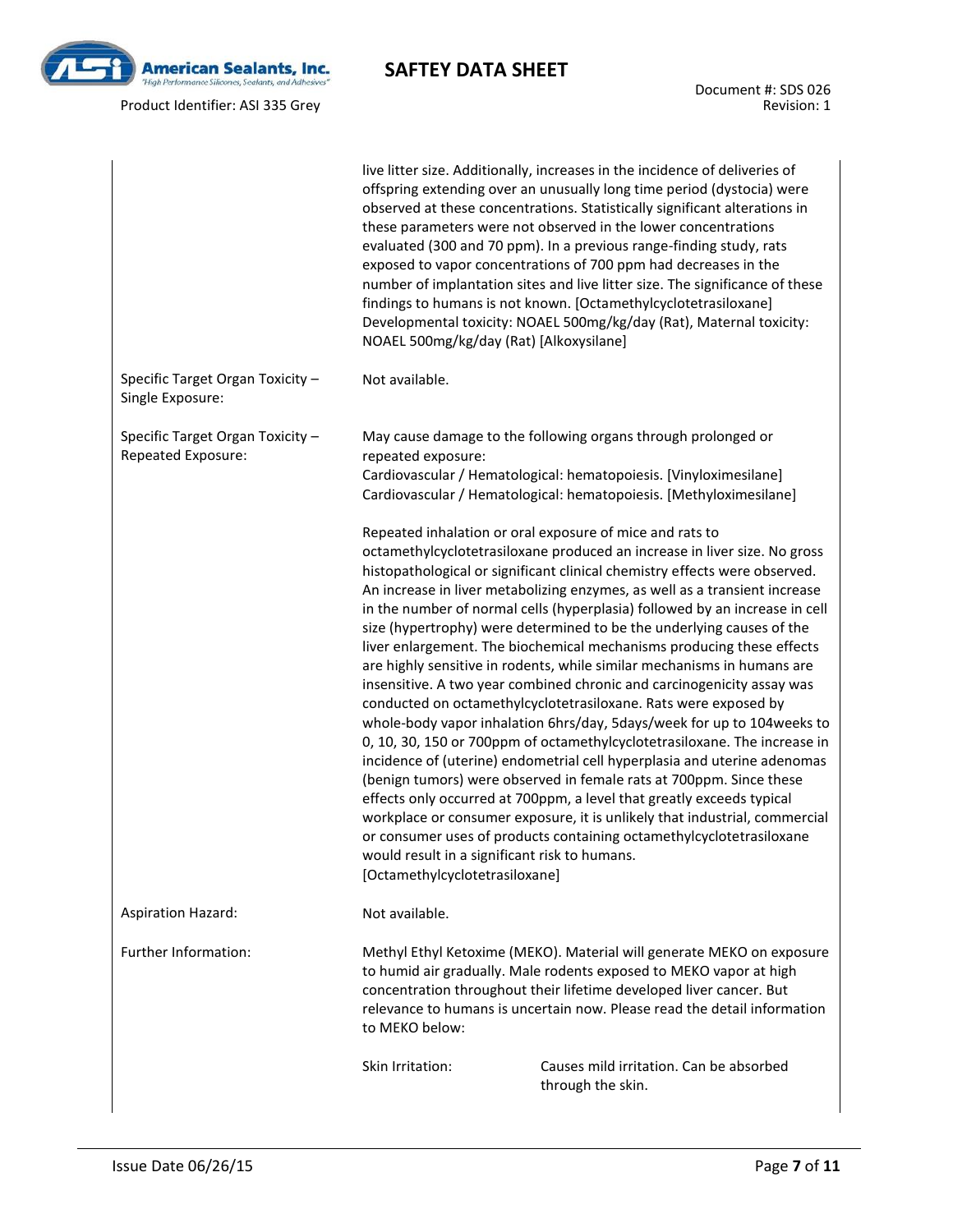| | |
|---|---|
| | live litter size. Additionally, increases in the incidence of deliveries of offspring extending over an unusually long time period (dystocia) were observed at these concentrations. Statistically significant alterations in these parameters were not observed in the lower concentrations evaluated (300 and 70 ppm). In a previous range-finding study, rats exposed to vapor concentrations of 700 ppm had decreases in the number of implantation sites and live litter size. The significance of these findings to humans is not known. [Octamethylcyclotetrasiloxane] Developmental toxicity: NOAEL 500mg/kg/day (Rat), Maternal toxicity: NOAEL 500mg/kg/day (Rat) [Alkoxysilane] |
| Specific Target Organ Toxicity – Single Exposure: | Not available. |
| Specific Target Organ Toxicity – Repeated Exposure: | May cause damage to the following organs through prolonged or repeated exposure:<br>Cardiovascular / Hematological: hematopoiesis. [Vinyloximesilane]<br>Cardiovascular / Hematological: hematopoiesis. [Methyloximesilane]<br><br>Repeated inhalation or oral exposure of mice and rats to octamethylcyclotetrasiloxane produced an increase in liver size. No gross histopathological or significant clinical chemistry effects were observed. An increase in liver metabolizing enzymes, as well as a transient increase in the number of normal cells (hyperplasia) followed by an increase in cell size (hypertrophy) were determined to be the underlying causes of the liver enlargement. The biochemical mechanisms producing these effects are highly sensitive in rodents, while similar mechanisms in humans are insensitive. A two year combined chronic and carcinogenicity assay was conducted on octamethylcyclotetrasiloxane. Rats were exposed by whole-body vapor inhalation 6hrs/day, 5days/week for up to 104weeks to 0, 10, 30, 150 or 700ppm of octamethylcyclotetrasiloxane. The increase in incidence of (uterine) endometrial cell hyperplasia and uterine adenomas (benign tumors) were observed in female rats at 700ppm. Since these effects only occurred at 700ppm, a level that greatly exceeds typical workplace or consumer exposure, it is unlikely that industrial, commercial or consumer uses of products containing octamethylcyclotetrasiloxane would result in a significant risk to humans. [Octamethylcyclotetrasiloxane] |
| Aspiration Hazard: | Not available. |
| Further Information: | Methyl Ethyl Ketoxime (MEKO). Material will generate MEKO on exposure to humid air gradually. Male rodents exposed to MEKO vapor at high concentration throughout their lifetime developed liver cancer. But relevance to humans is uncertain now. Please read the detail information to MEKO below:<br><br>Skin Irritation: Causes mild irritation. Can be absorbed through the skin. |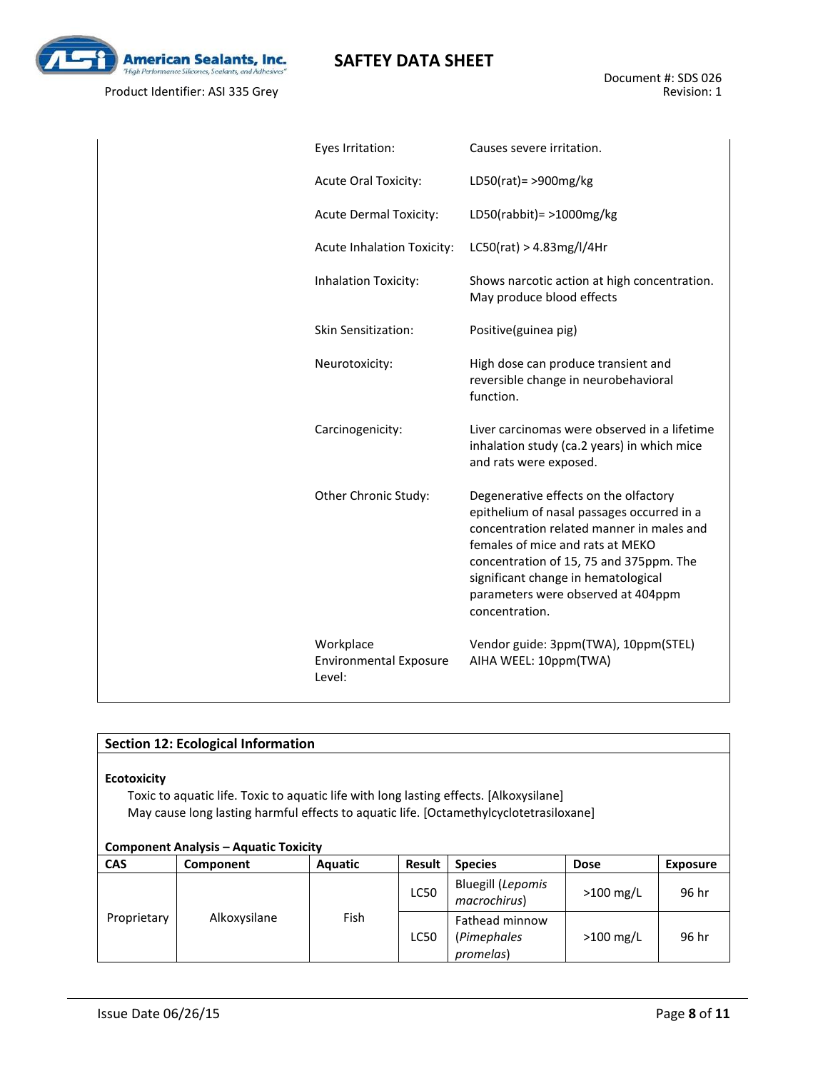| | |
|---|---|
| Eyes Irritation: | Causes severe irritation. |
| Acute Oral Toxicity: | LD50(rat)= >900mg/kg |
| Acute Dermal Toxicity: | LD50(rabbit)= >1000mg/kg |
| Acute Inhalation Toxicity: | LC50(rat) > 4.83mg/l/4Hr |
| Inhalation Toxicity: | Shows narcotic action at high concentration. May produce blood effects |
| Skin Sensitization: | Positive(guinea pig) |
| Neurotoxicity: | High dose can produce transient and reversible change in neurobehavioral function. |
| Carcinogenicity: | Liver carcinomas were observed in a lifetime inhalation study (ca.2 years) in which mice and rats were exposed. |
| Other Chronic Study: | Degenerative effects on the olfactory epithelium of nasal passages occurred in a concentration related manner in males and females of mice and rats at MEKO concentration of 15, 75 and 375ppm. The significant change in hematological parameters were observed at 404ppm concentration. |
| Workplace Environmental Exposure Level: | Vendor guide: 3ppm(TWA), 10ppm(STEL)<br>AIHA WEEL: 10ppm(TWA) |

## Section 12: Ecological Information

**Ecotoxicity**

Toxic to aquatic life. Toxic to aquatic life with long lasting effects. [Alkoxysilane]
May cause long lasting harmful effects to aquatic life. [Octamethylcyclotetrasiloxane]

**Component Analysis – Aquatic Toxicity**

| CAS | Component | Aquatic | Result | Species | Dose | Exposure |
|---|---|---|---|---|---|---|
| Proprietary | Alkoxysilane | Fish | LC50 | Bluegill (*Lepomis macrochirus*) | >100 mg/L | 96 hr |
| | | | LC50 | Fathead minnow (*Pimephales promelas*) | >100 mg/L | 96 hr |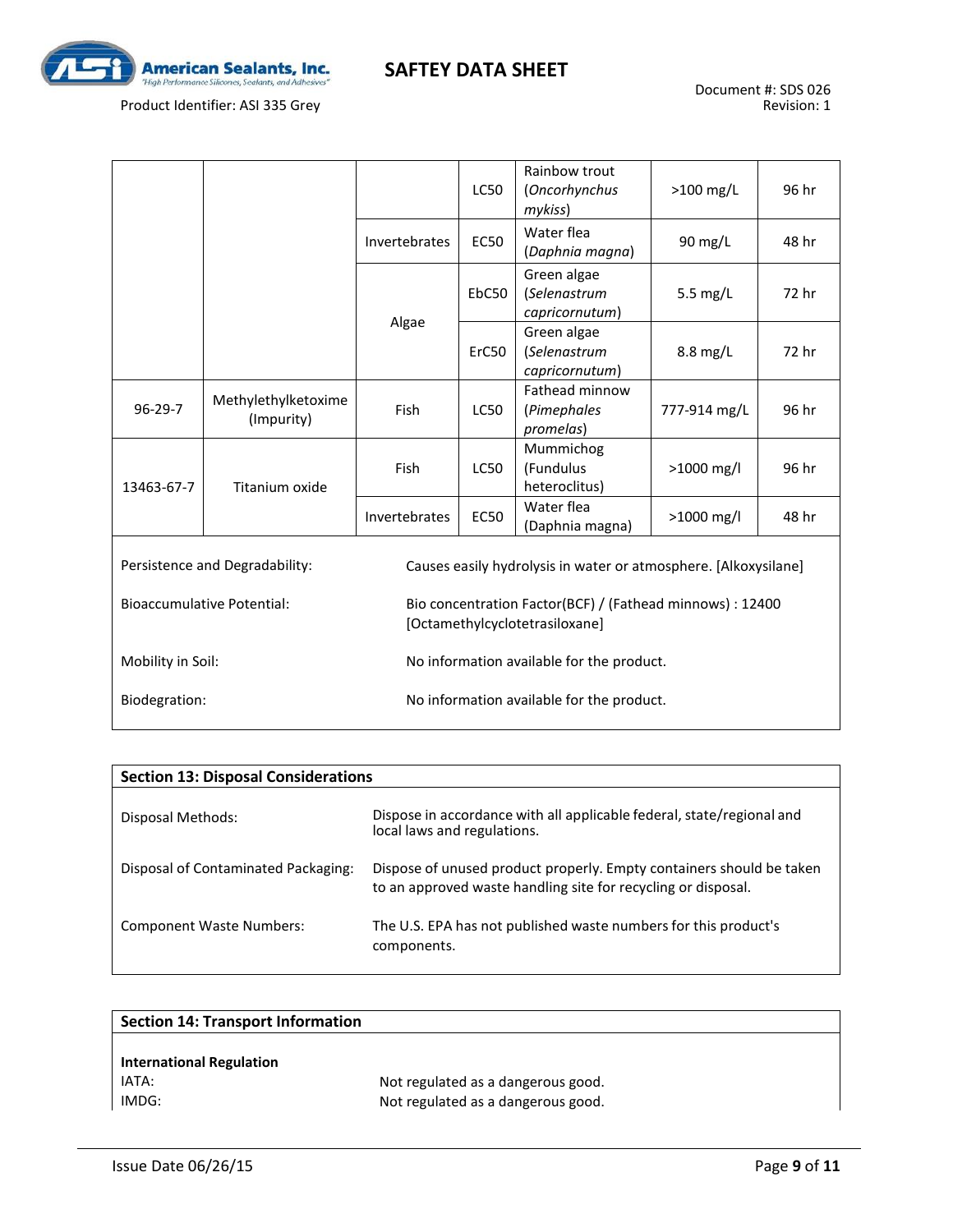| | | | | | | |
|---|---|---|---|---|---|---|
| | | | LC50 | Rainbow trout (*Oncorhynchus mykiss*) | >100 mg/L | 96 hr |
| | | Invertebrates | EC50 | Water flea (*Daphnia magna*) | 90 mg/L | 48 hr |
| | | Algae | EbC50 | Green algae (*Selenastrum capricornutum*) | 5.5 mg/L | 72 hr |
| | | | ErC50 | Green algae (*Selenastrum capricornutum*) | 8.8 mg/L | 72 hr |
| 96-29-7 | Methylethylketoxime (Impurity) | Fish | LC50 | Fathead minnow (*Pimephales promelas*) | 777-914 mg/L | 96 hr |
| 13463-67-7 | Titanium oxide | Fish | LC50 | Mummichog (Fundulus heteroclitus) | >1000 mg/l | 96 hr |
| | | Invertebrates | EC50 | Water flea (Daphnia magna) | >1000 mg/l | 48 hr |

Persistence and Degradability: Causes easily hydrolysis in water or atmosphere. [Alkoxysilane]

Bioaccumulative Potential: Bio concentration Factor(BCF) / (Fathead minnows) : 12400 [Octamethylcyclotetrasiloxane]

Mobility in Soil: No information available for the product.

Biodegration: No information available for the product.

## Section 13: Disposal Considerations

Disposal Methods: Dispose in accordance with all applicable federal, state/regional and local laws and regulations.

Disposal of Contaminated Packaging: Dispose of unused product properly. Empty containers should be taken to an approved waste handling site for recycling or disposal.

Component Waste Numbers: The U.S. EPA has not published waste numbers for this product's components.

## Section 14: Transport Information

**International Regulation**

IATA: Not regulated as a dangerous good.

IMDG: Not regulated as a dangerous good.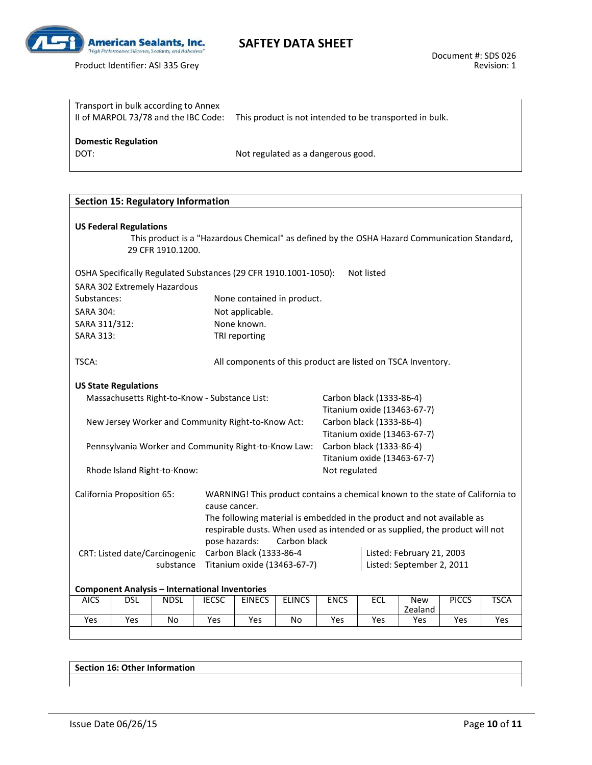Transport in bulk according to Annex II of MARPOL 73/78 and the IBC Code: This product is not intended to be transported in bulk.

**Domestic Regulation**

DOT: Not regulated as a dangerous good.

## Section 15: Regulatory Information

**US Federal Regulations**

This product is a "Hazardous Chemical" as defined by the OSHA Hazard Communication Standard, 29 CFR 1910.1200.

OSHA Specifically Regulated Substances (29 CFR 1910.1001-1050): Not listed

SARA 302 Extremely Hazardous Substances: None contained in product.

SARA 304: Not applicable.

SARA 311/312: None known.

SARA 313: TRI reporting

TSCA: All components of this product are listed on TSCA Inventory.

**US State Regulations**

Massachusetts Right-to-Know - Substance List: Carbon black (1333-86-4), Titanium oxide (13463-67-7)

New Jersey Worker and Community Right-to-Know Act: Carbon black (1333-86-4), Titanium oxide (13463-67-7)

Pennsylvania Worker and Community Right-to-Know Law: Carbon black (1333-86-4), Titanium oxide (13463-67-7)

Rhode Island Right-to-Know: Not regulated

California Proposition 65: WARNING! This product contains a chemical known to the state of California to cause cancer.
The following material is embedded in the product and not available as respirable dusts. When used as intended or as supplied, the product will not pose hazards: Carbon black

CRT: Listed date/Carcinogenic substance:

| Substance | Listed |
|---|---|
| Carbon Black (1333-86-4 | Listed: February 21, 2003 |
| Titanium oxide (13463-67-7) | Listed: September 2, 2011 |

**Component Analysis – International Inventories**

| AICS | DSL | NDSL | IECSC | EINECS | ELINCS | ENCS | ECL | New Zealand | PICCS | TSCA |
|---|---|---|---|---|---|---|---|---|---|---|
| Yes | Yes | No | Yes | Yes | No | Yes | Yes | Yes | Yes | Yes |

## Section 16: Other Information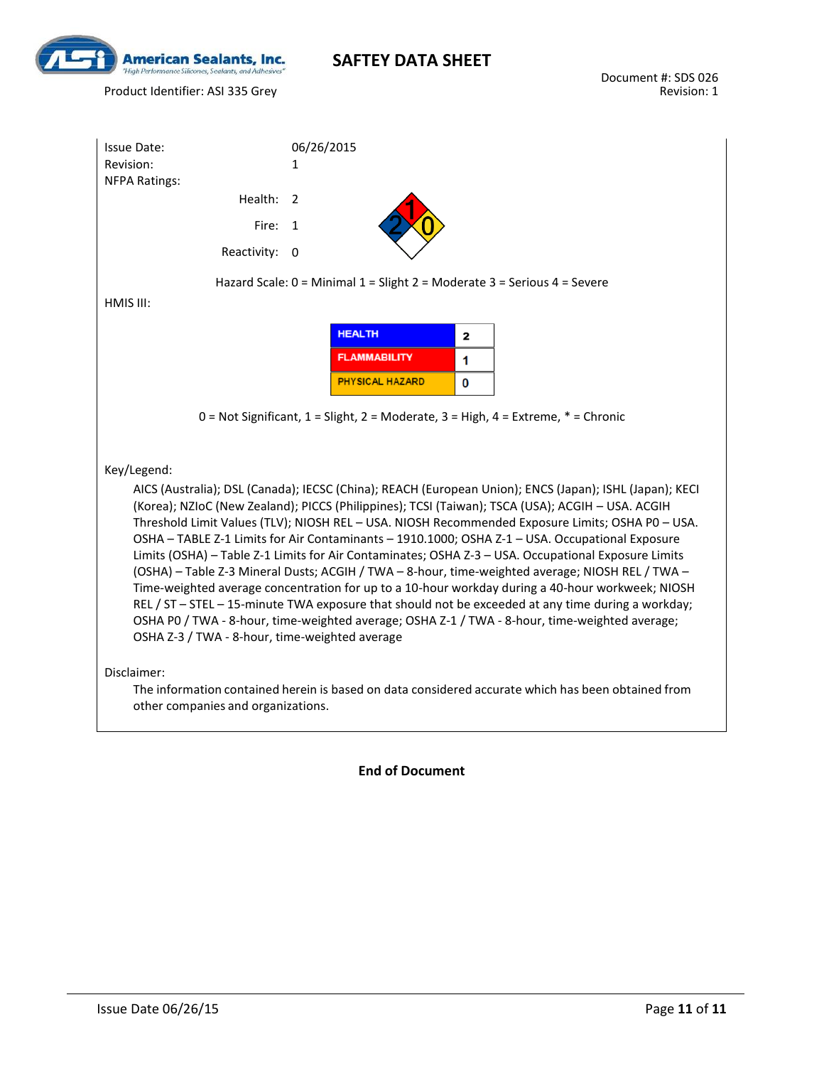Issue Date: 06/26/2015
Revision: 1
NFPA Ratings:

Health: 2

Fire: 1

Reactivity: 0

Hazard Scale: 0 = Minimal 1 = Slight 2 = Moderate 3 = Serious 4 = Severe

HMIS III:

| | |
|---|---|
| HEALTH | 2 |
| FLAMMABILITY | 1 |
| PHYSICAL HAZARD | 0 |

0 = Not Significant, 1 = Slight, 2 = Moderate, 3 = High, 4 = Extreme, * = Chronic

Key/Legend:

AICS (Australia); DSL (Canada); IECSC (China); REACH (European Union); ENCS (Japan); ISHL (Japan); KECI (Korea); NZIoC (New Zealand); PICCS (Philippines); TCSI (Taiwan); TSCA (USA); ACGIH – USA. ACGIH Threshold Limit Values (TLV); NIOSH REL – USA. NIOSH Recommended Exposure Limits; OSHA P0 – USA. OSHA – TABLE Z-1 Limits for Air Contaminants – 1910.1000; OSHA Z-1 – USA. Occupational Exposure Limits (OSHA) – Table Z-1 Limits for Air Contaminates; OSHA Z-3 – USA. Occupational Exposure Limits (OSHA) – Table Z-3 Mineral Dusts; ACGIH / TWA – 8-hour, time-weighted average; NIOSH REL / TWA – Time-weighted average concentration for up to a 10-hour workday during a 40-hour workweek; NIOSH REL / ST – STEL – 15-minute TWA exposure that should not be exceeded at any time during a workday; OSHA P0 / TWA - 8-hour, time-weighted average; OSHA Z-1 / TWA - 8-hour, time-weighted average; OSHA Z-3 / TWA - 8-hour, time-weighted average

Disclaimer:

The information contained herein is based on data considered accurate which has been obtained from other companies and organizations.

**End of Document**